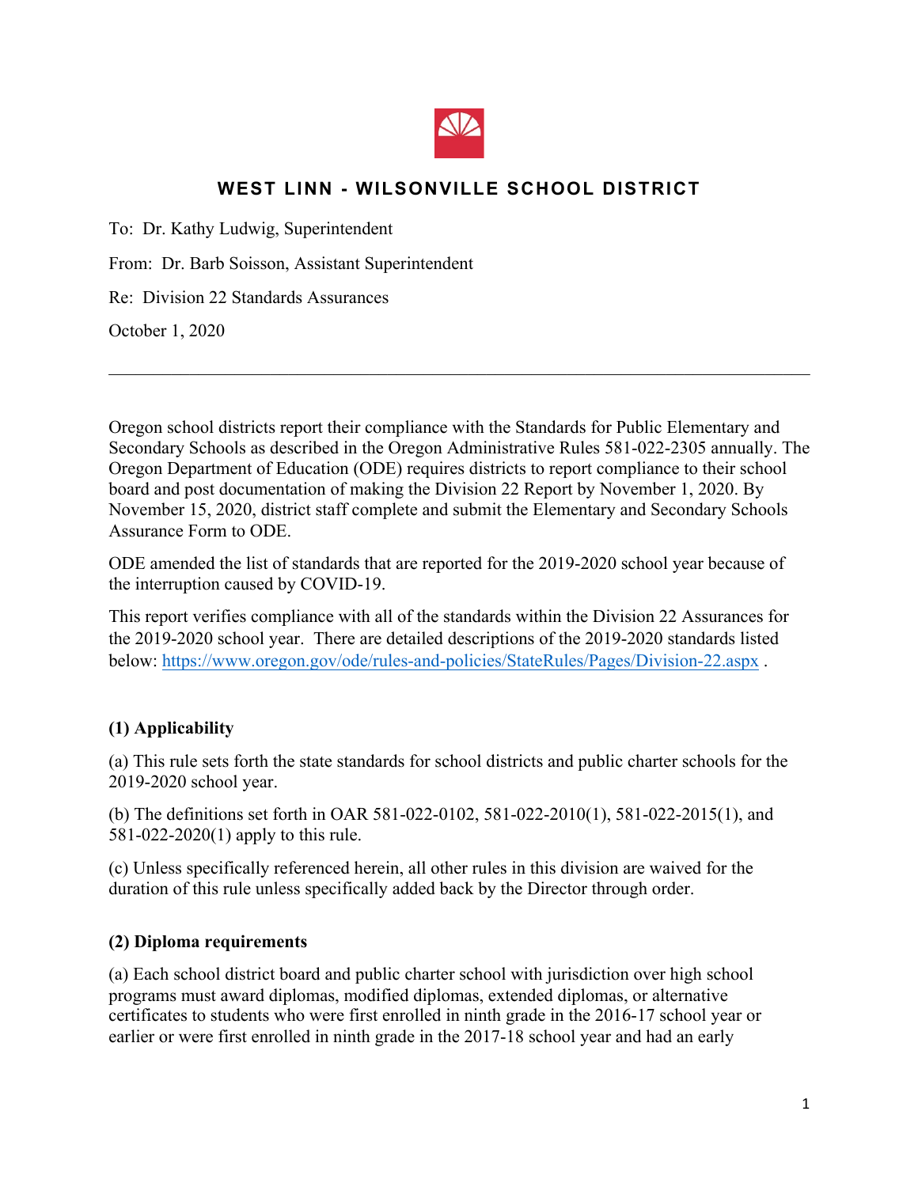## WEST LINN - WILSONVILLE SCHOOL DISTRICT

To: Dr. Kathy Ludwig, Superintendent

From: Dr. Barb Soisson, Assistant Superintendent

Re: Division 22 Standards Assurances

October 1, 2020

---

Oregon school districts report their compliance with the Standards for Public Elementary and Secondary Schools as described in the Oregon Administrative Rules 581-022-2305 annually. The Oregon Department of Education (ODE) requires districts to report compliance to their school board and post documentation of making the Division 22 Report by November 1, 2020. By November 15, 2020, district staff complete and submit the Elementary and Secondary Schools Assurance Form to ODE.

ODE amended the list of standards that are reported for the 2019-2020 school year because of the interruption caused by COVID-19.

This report verifies compliance with all of the standards within the Division 22 Assurances for the 2019-2020 school year. There are detailed descriptions of the 2019-2020 standards listed below: https://www.oregon.gov/ode/rules-and-policies/StateRules/Pages/Division-22.aspx .

### (1) Applicability

(a) This rule sets forth the state standards for school districts and public charter schools for the 2019-2020 school year.

(b) The definitions set forth in OAR 581-022-0102, 581-022-2010(1), 581-022-2015(1), and 581-022-2020(1) apply to this rule.

(c) Unless specifically referenced herein, all other rules in this division are waived for the duration of this rule unless specifically added back by the Director through order.

### (2) Diploma requirements

(a) Each school district board and public charter school with jurisdiction over high school programs must award diplomas, modified diplomas, extended diplomas, or alternative certificates to students who were first enrolled in ninth grade in the 2016-17 school year or earlier or were first enrolled in ninth grade in the 2017-18 school year and had an early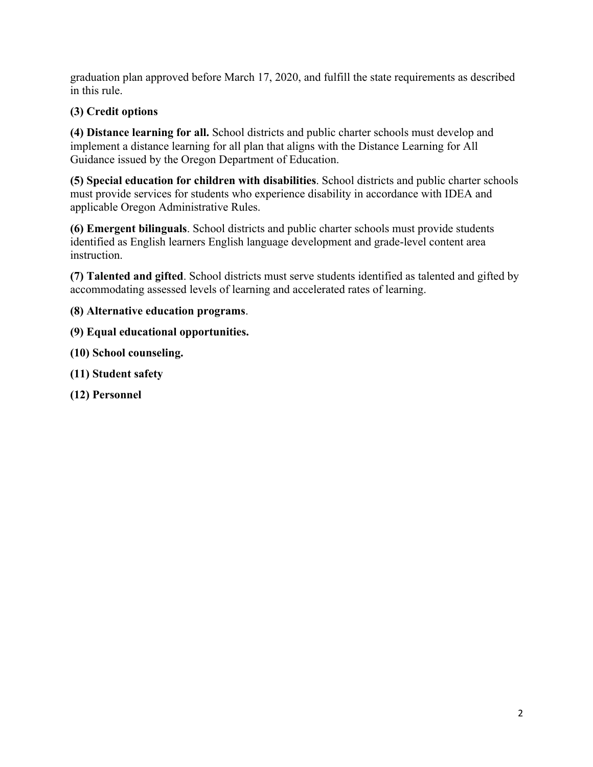graduation plan approved before March 17, 2020, and fulfill the state requirements as described in this rule.

**(3) Credit options**

**(4) Distance learning for all.** School districts and public charter schools must develop and implement a distance learning for all plan that aligns with the Distance Learning for All Guidance issued by the Oregon Department of Education.

**(5) Special education for children with disabilities**. School districts and public charter schools must provide services for students who experience disability in accordance with IDEA and applicable Oregon Administrative Rules.

**(6) Emergent bilinguals**. School districts and public charter schools must provide students identified as English learners English language development and grade-level content area instruction.

**(7) Talented and gifted**. School districts must serve students identified as talented and gifted by accommodating assessed levels of learning and accelerated rates of learning.

**(8) Alternative education programs**.

**(9) Equal educational opportunities.**

**(10) School counseling.**

**(11) Student safety**

**(12) Personnel**